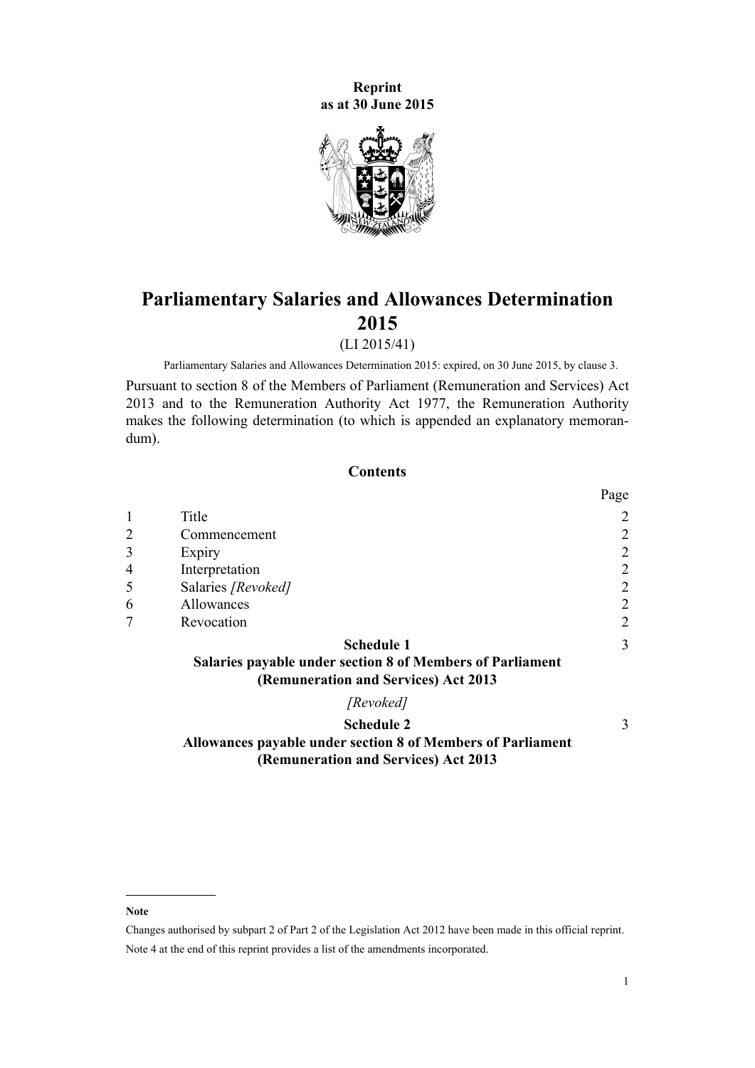**Reprint**
**as at 30 June 2015**

# Parliamentary Salaries and Allowances Determination 2015

(LI 2015/41)

Parliamentary Salaries and Allowances Determination 2015: expired, on 30 June 2015, by clause 3.

Pursuant to section 8 of the Members of Parliament (Remuneration and Services) Act 2013 and to the Remuneration Authority Act 1977, the Remuneration Authority makes the following determination (to which is appended an explanatory memorandum).

## Contents

| | | Page |
|---|---|---|
| 1 | Title | 2 |
| 2 | Commencement | 2 |
| 3 | Expiry | 2 |
| 4 | Interpretation | 2 |
| 5 | Salaries *[Revoked]* | 2 |
| 6 | Allowances | 2 |
| 7 | Revocation | 2 |
| | **Schedule 1** **Salaries payable under section 8 of Members of Parliament (Remuneration and Services) Act 2013** *[Revoked]* | 3 |
| | **Schedule 2** **Allowances payable under section 8 of Members of Parliament (Remuneration and Services) Act 2013** | 3 |

---

**Note**

Changes authorised by subpart 2 of Part 2 of the Legislation Act 2012 have been made in this official reprint.
Note 4 at the end of this reprint provides a list of the amendments incorporated.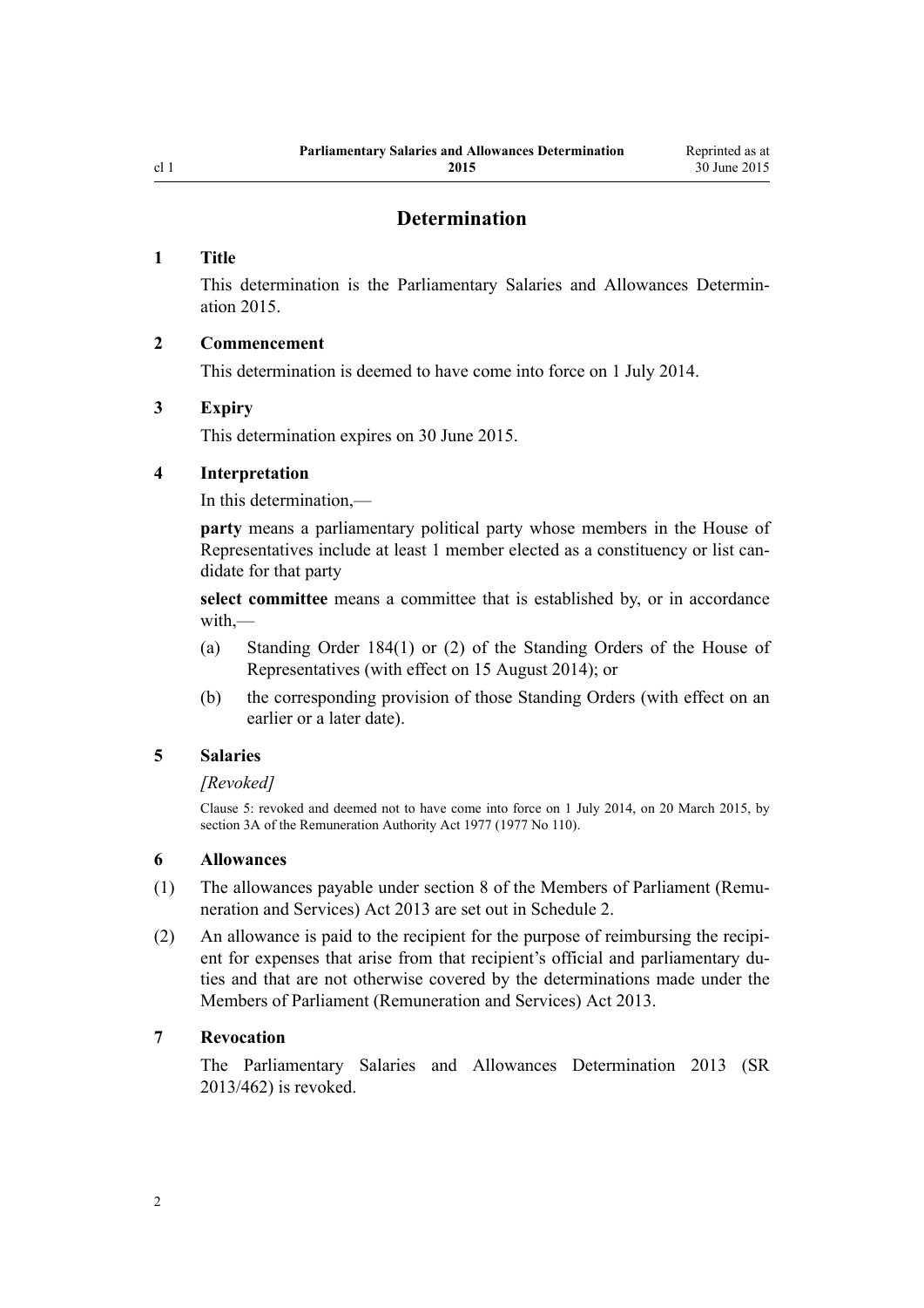# Determination

## 1 Title

This determination is the Parliamentary Salaries and Allowances Determination 2015.

## 2 Commencement

This determination is deemed to have come into force on 1 July 2014.

## 3 Expiry

This determination expires on 30 June 2015.

## 4 Interpretation

In this determination,—

**party** means a parliamentary political party whose members in the House of Representatives include at least 1 member elected as a constituency or list candidate for that party

**select committee** means a committee that is established by, or in accordance with,—

(a) Standing Order 184(1) or (2) of the Standing Orders of the House of Representatives (with effect on 15 August 2014); or

(b) the corresponding provision of those Standing Orders (with effect on an earlier or a later date).

## 5 Salaries

*[Revoked]*

Clause 5: revoked and deemed not to have come into force on 1 July 2014, on 20 March 2015, by section 3A of the Remuneration Authority Act 1977 (1977 No 110).

## 6 Allowances

(1) The allowances payable under section 8 of the Members of Parliament (Remuneration and Services) Act 2013 are set out in Schedule 2.

(2) An allowance is paid to the recipient for the purpose of reimbursing the recipient for expenses that arise from that recipient's official and parliamentary duties and that are not otherwise covered by the determinations made under the Members of Parliament (Remuneration and Services) Act 2013.

## 7 Revocation

The Parliamentary Salaries and Allowances Determination 2013 (SR 2013/462) is revoked.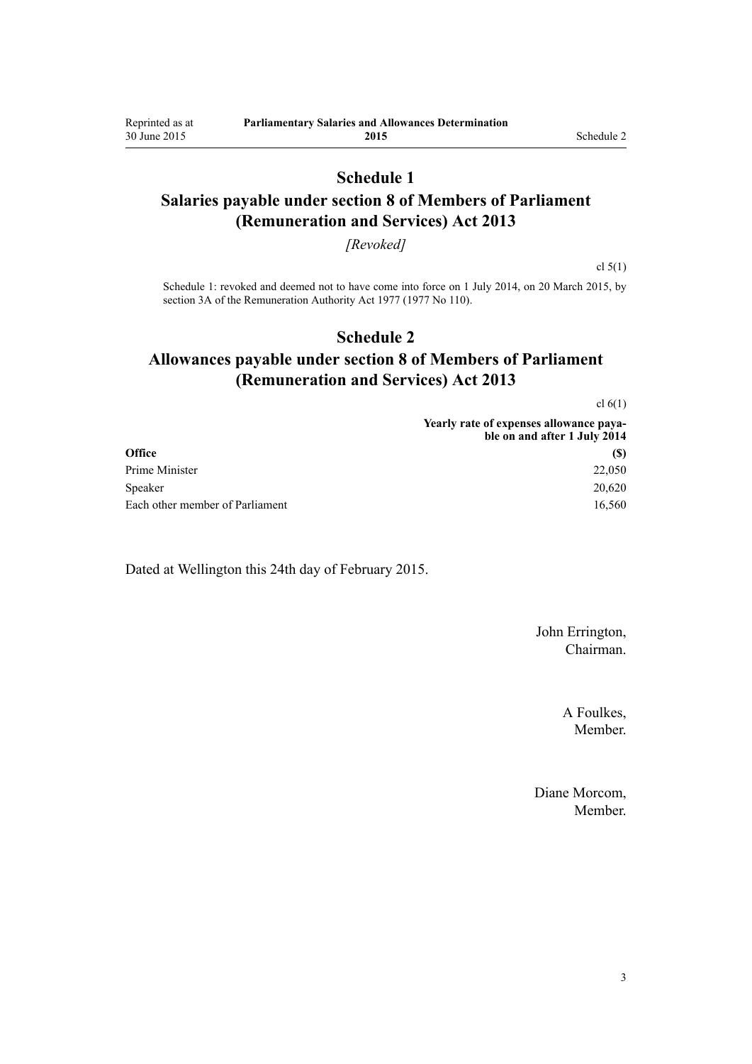# Schedule 1
# Salaries payable under section 8 of Members of Parliament (Remuneration and Services) Act 2013

*[Revoked]*

cl 5(1)

Schedule 1: revoked and deemed not to have come into force on 1 July 2014, on 20 March 2015, by section 3A of the Remuneration Authority Act 1977 (1977 No 110).

# Schedule 2
# Allowances payable under section 8 of Members of Parliament (Remuneration and Services) Act 2013

cl 6(1)

| Office | Yearly rate of expenses allowance payable on and after 1 July 2014 ($) |
|---|---|
| Prime Minister | 22,050 |
| Speaker | 20,620 |
| Each other member of Parliament | 16,560 |

Dated at Wellington this 24th day of February 2015.

John Errington,
Chairman.

A Foulkes,
Member.

Diane Morcom,
Member.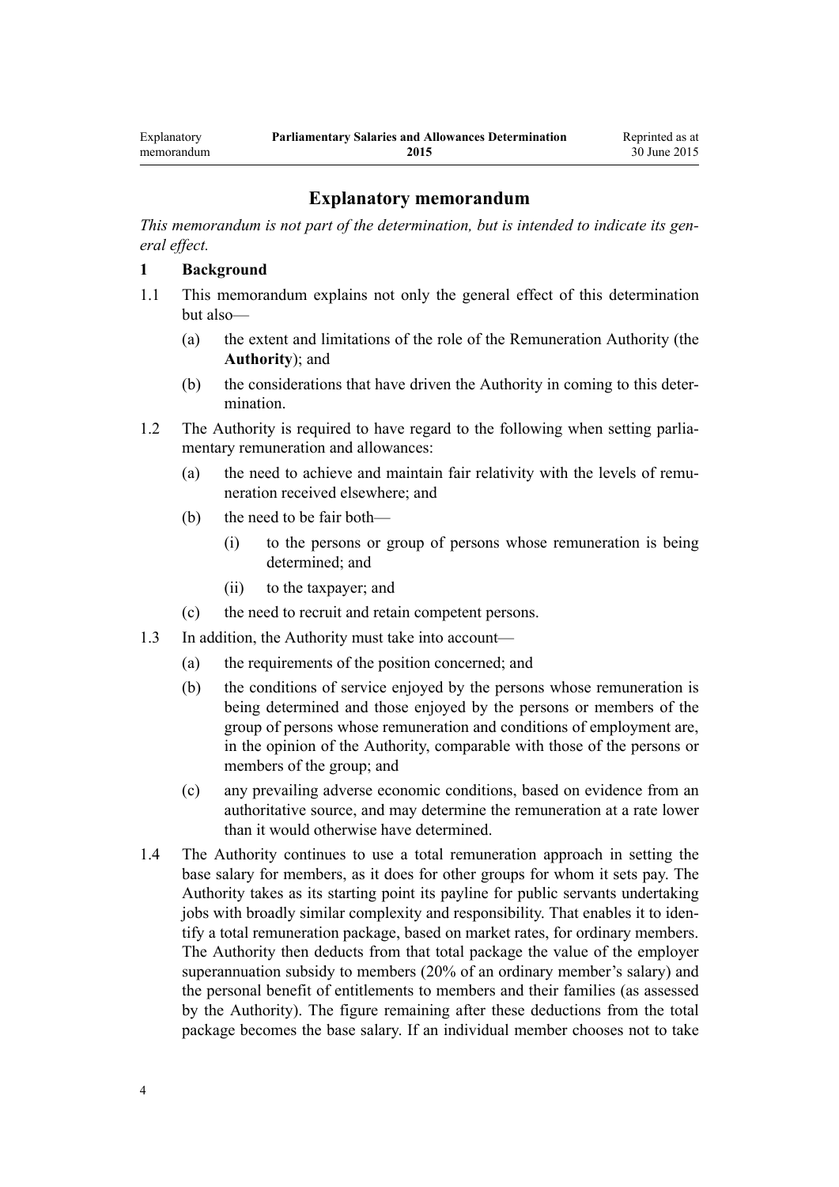## Explanatory memorandum

*This memorandum is not part of the determination, but is intended to indicate its general effect.*

### 1 Background

1.1 This memorandum explains not only the general effect of this determination but also—

- (a) the extent and limitations of the role of the Remuneration Authority (the **Authority**); and
- (b) the considerations that have driven the Authority in coming to this determination.

1.2 The Authority is required to have regard to the following when setting parliamentary remuneration and allowances:

- (a) the need to achieve and maintain fair relativity with the levels of remuneration received elsewhere; and
- (b) the need to be fair both—
  - (i) to the persons or group of persons whose remuneration is being determined; and
  - (ii) to the taxpayer; and
- (c) the need to recruit and retain competent persons.

1.3 In addition, the Authority must take into account—

- (a) the requirements of the position concerned; and
- (b) the conditions of service enjoyed by the persons whose remuneration is being determined and those enjoyed by the persons or members of the group of persons whose remuneration and conditions of employment are, in the opinion of the Authority, comparable with those of the persons or members of the group; and
- (c) any prevailing adverse economic conditions, based on evidence from an authoritative source, and may determine the remuneration at a rate lower than it would otherwise have determined.

1.4 The Authority continues to use a total remuneration approach in setting the base salary for members, as it does for other groups for whom it sets pay. The Authority takes as its starting point its payline for public servants undertaking jobs with broadly similar complexity and responsibility. That enables it to identify a total remuneration package, based on market rates, for ordinary members. The Authority then deducts from that total package the value of the employer superannuation subsidy to members (20% of an ordinary member's salary) and the personal benefit of entitlements to members and their families (as assessed by the Authority). The figure remaining after these deductions from the total package becomes the base salary. If an individual member chooses not to take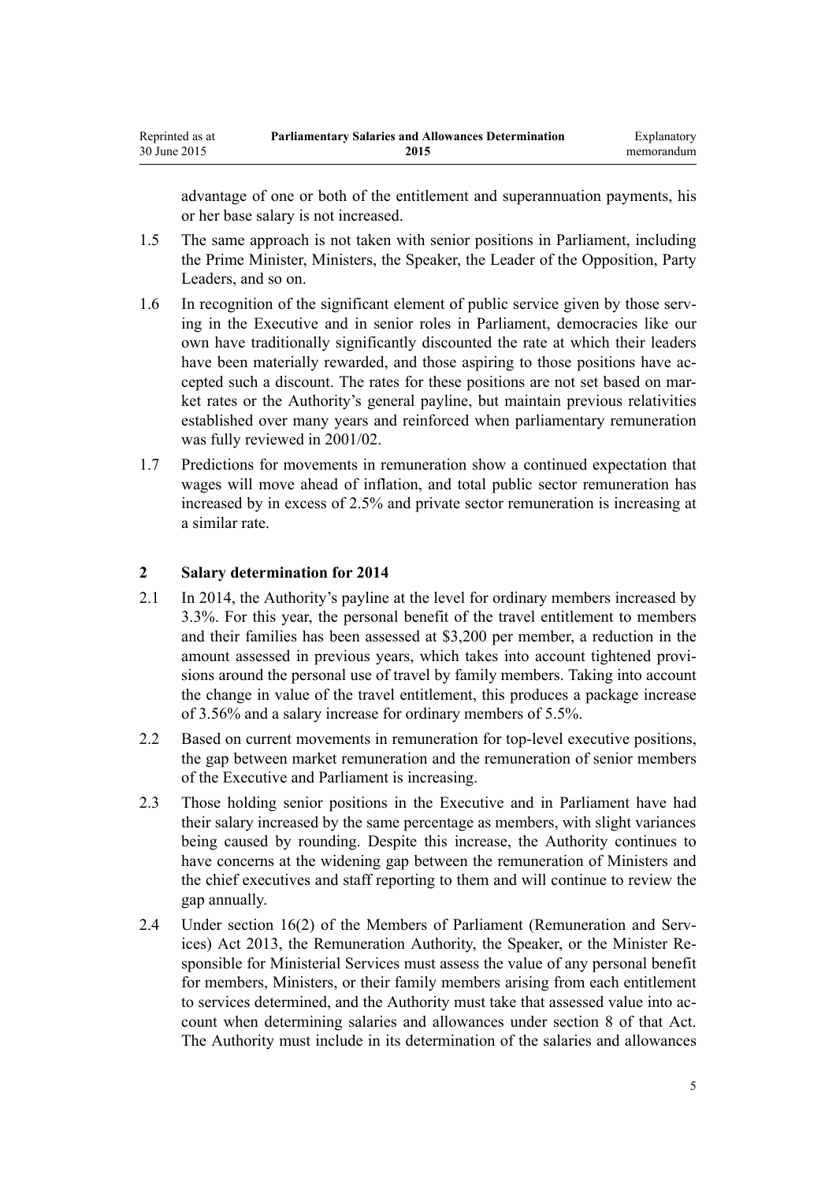advantage of one or both of the entitlement and superannuation payments, his or her base salary is not increased.

1.5 The same approach is not taken with senior positions in Parliament, including the Prime Minister, Ministers, the Speaker, the Leader of the Opposition, Party Leaders, and so on.

1.6 In recognition of the significant element of public service given by those serving in the Executive and in senior roles in Parliament, democracies like our own have traditionally significantly discounted the rate at which their leaders have been materially rewarded, and those aspiring to those positions have accepted such a discount. The rates for these positions are not set based on market rates or the Authority's general payline, but maintain previous relativities established over many years and reinforced when parliamentary remuneration was fully reviewed in 2001/02.

1.7 Predictions for movements in remuneration show a continued expectation that wages will move ahead of inflation, and total public sector remuneration has increased by in excess of 2.5% and private sector remuneration is increasing at a similar rate.

## 2 Salary determination for 2014

2.1 In 2014, the Authority's payline at the level for ordinary members increased by 3.3%. For this year, the personal benefit of the travel entitlement to members and their families has been assessed at $3,200 per member, a reduction in the amount assessed in previous years, which takes into account tightened provisions around the personal use of travel by family members. Taking into account the change in value of the travel entitlement, this produces a package increase of 3.56% and a salary increase for ordinary members of 5.5%.

2.2 Based on current movements in remuneration for top-level executive positions, the gap between market remuneration and the remuneration of senior members of the Executive and Parliament is increasing.

2.3 Those holding senior positions in the Executive and in Parliament have had their salary increased by the same percentage as members, with slight variances being caused by rounding. Despite this increase, the Authority continues to have concerns at the widening gap between the remuneration of Ministers and the chief executives and staff reporting to them and will continue to review the gap annually.

2.4 Under section 16(2) of the Members of Parliament (Remuneration and Services) Act 2013, the Remuneration Authority, the Speaker, or the Minister Responsible for Ministerial Services must assess the value of any personal benefit for members, Ministers, or their family members arising from each entitlement to services determined, and the Authority must take that assessed value into account when determining salaries and allowances under section 8 of that Act. The Authority must include in its determination of the salaries and allowances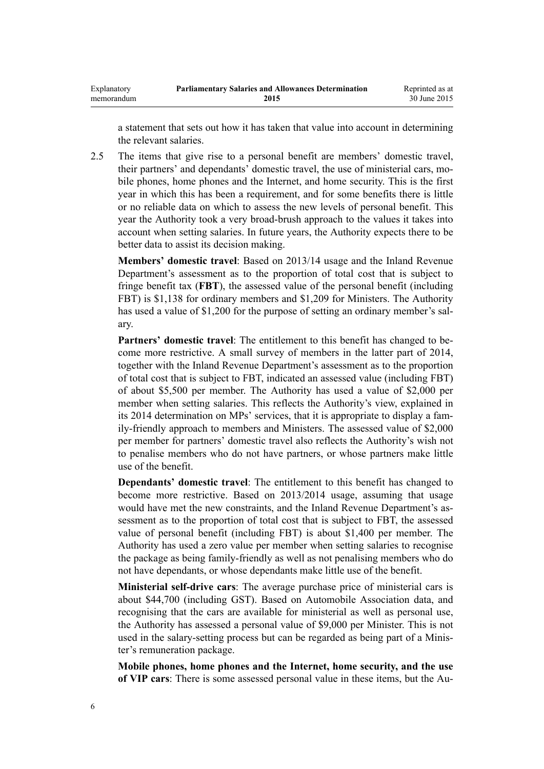a statement that sets out how it has taken that value into account in determining the relevant salaries.

2.5 The items that give rise to a personal benefit are members' domestic travel, their partners' and dependants' domestic travel, the use of ministerial cars, mobile phones, home phones and the Internet, and home security. This is the first year in which this has been a requirement, and for some benefits there is little or no reliable data on which to assess the new levels of personal benefit. This year the Authority took a very broad-brush approach to the values it takes into account when setting salaries. In future years, the Authority expects there to be better data to assist its decision making.

**Members' domestic travel**: Based on 2013/14 usage and the Inland Revenue Department's assessment as to the proportion of total cost that is subject to fringe benefit tax (**FBT**), the assessed value of the personal benefit (including FBT) is $1,138 for ordinary members and $1,209 for Ministers. The Authority has used a value of $1,200 for the purpose of setting an ordinary member's salary.

**Partners' domestic travel**: The entitlement to this benefit has changed to become more restrictive. A small survey of members in the latter part of 2014, together with the Inland Revenue Department's assessment as to the proportion of total cost that is subject to FBT, indicated an assessed value (including FBT) of about $5,500 per member. The Authority has used a value of $2,000 per member when setting salaries. This reflects the Authority's view, explained in its 2014 determination on MPs' services, that it is appropriate to display a family-friendly approach to members and Ministers. The assessed value of $2,000 per member for partners' domestic travel also reflects the Authority's wish not to penalise members who do not have partners, or whose partners make little use of the benefit.

**Dependants' domestic travel**: The entitlement to this benefit has changed to become more restrictive. Based on 2013/2014 usage, assuming that usage would have met the new constraints, and the Inland Revenue Department's assessment as to the proportion of total cost that is subject to FBT, the assessed value of personal benefit (including FBT) is about $1,400 per member. The Authority has used a zero value per member when setting salaries to recognise the package as being family-friendly as well as not penalising members who do not have dependants, or whose dependants make little use of the benefit.

**Ministerial self-drive cars**: The average purchase price of ministerial cars is about $44,700 (including GST). Based on Automobile Association data, and recognising that the cars are available for ministerial as well as personal use, the Authority has assessed a personal value of $9,000 per Minister. This is not used in the salary-setting process but can be regarded as being part of a Minister's remuneration package.

**Mobile phones, home phones and the Internet, home security, and the use of VIP cars**: There is some assessed personal value in these items, but the Au-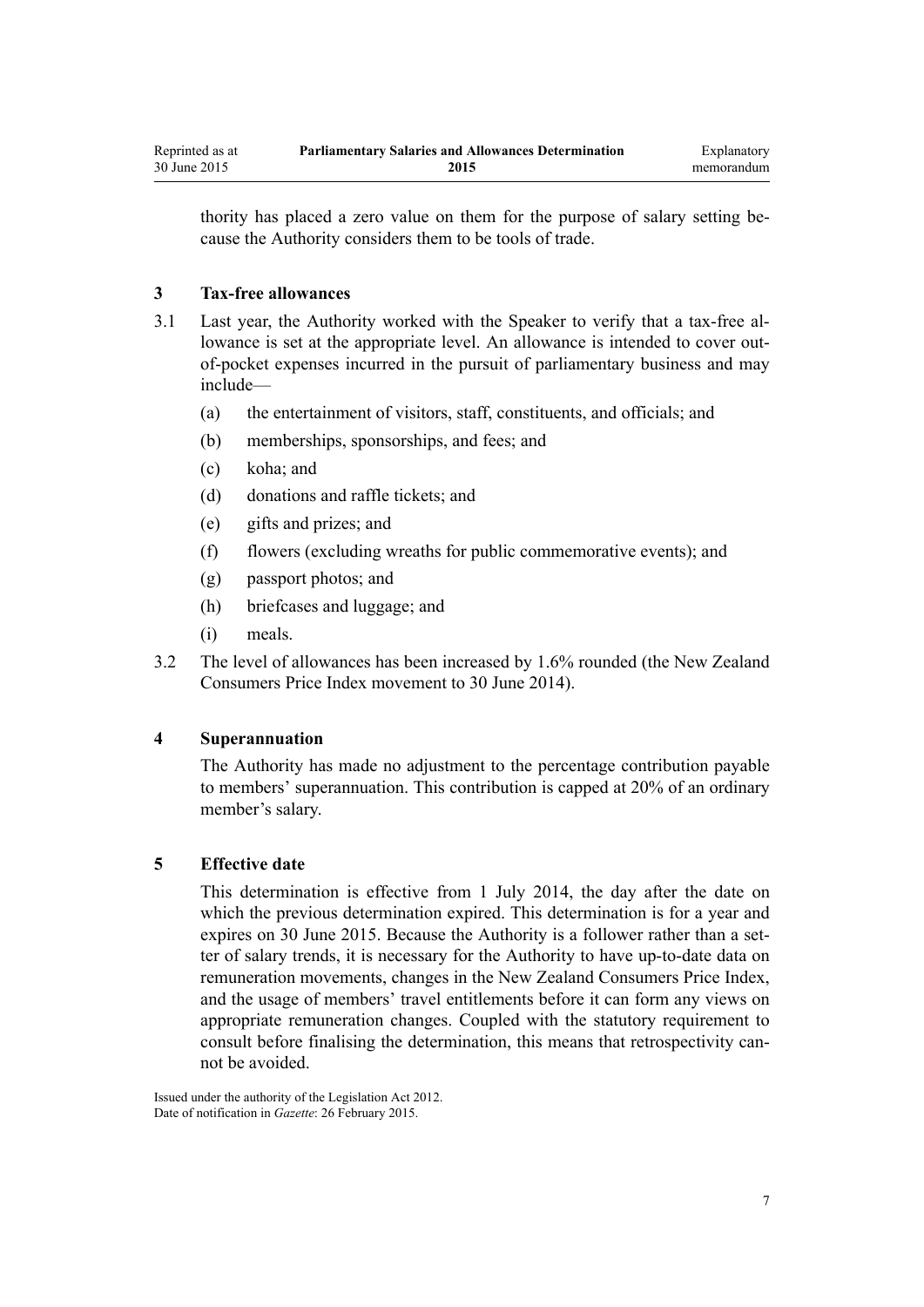thority has placed a zero value on them for the purpose of salary setting because the Authority considers them to be tools of trade.

## 3 Tax-free allowances

3.1 Last year, the Authority worked with the Speaker to verify that a tax-free allowance is set at the appropriate level. An allowance is intended to cover out-of-pocket expenses incurred in the pursuit of parliamentary business and may include—

(a) the entertainment of visitors, staff, constituents, and officials; and

(b) memberships, sponsorships, and fees; and

(c) koha; and

(d) donations and raffle tickets; and

(e) gifts and prizes; and

(f) flowers (excluding wreaths for public commemorative events); and

(g) passport photos; and

(h) briefcases and luggage; and

(i) meals.

3.2 The level of allowances has been increased by 1.6% rounded (the New Zealand Consumers Price Index movement to 30 June 2014).

## 4 Superannuation

The Authority has made no adjustment to the percentage contribution payable to members' superannuation. This contribution is capped at 20% of an ordinary member's salary.

## 5 Effective date

This determination is effective from 1 July 2014, the day after the date on which the previous determination expired. This determination is for a year and expires on 30 June 2015. Because the Authority is a follower rather than a setter of salary trends, it is necessary for the Authority to have up-to-date data on remuneration movements, changes in the New Zealand Consumers Price Index, and the usage of members' travel entitlements before it can form any views on appropriate remuneration changes. Coupled with the statutory requirement to consult before finalising the determination, this means that retrospectivity cannot be avoided.

Issued under the authority of the Legislation Act 2012.
Date of notification in *Gazette*: 26 February 2015.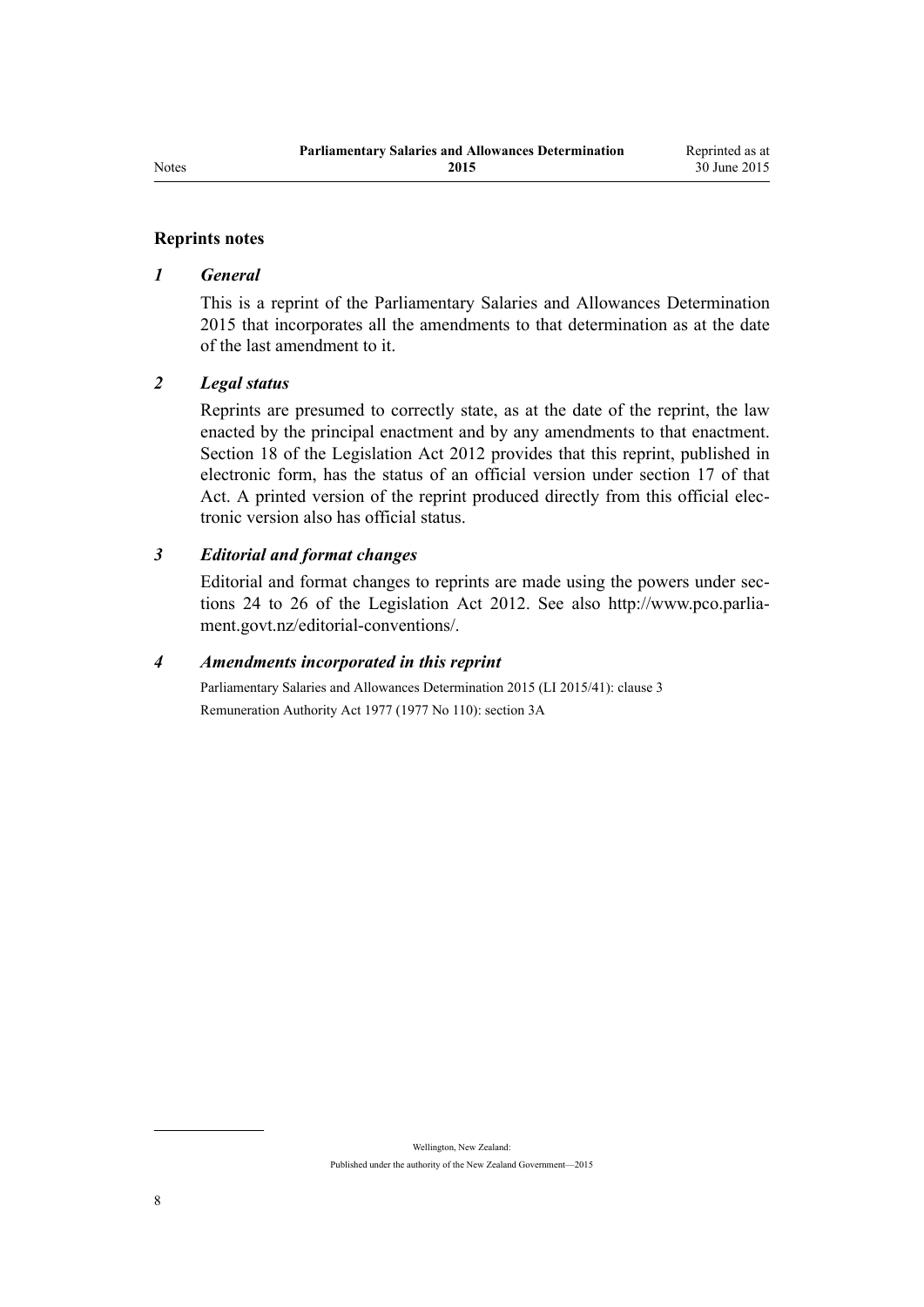## Reprints notes

### *1 General*

This is a reprint of the Parliamentary Salaries and Allowances Determination 2015 that incorporates all the amendments to that determination as at the date of the last amendment to it.

### *2 Legal status*

Reprints are presumed to correctly state, as at the date of the reprint, the law enacted by the principal enactment and by any amendments to that enactment. Section 18 of the Legislation Act 2012 provides that this reprint, published in electronic form, has the status of an official version under section 17 of that Act. A printed version of the reprint produced directly from this official electronic version also has official status.

### *3 Editorial and format changes*

Editorial and format changes to reprints are made using the powers under sections 24 to 26 of the Legislation Act 2012. See also http://www.pco.parliament.govt.nz/editorial-conventions/.

### *4 Amendments incorporated in this reprint*

Parliamentary Salaries and Allowances Determination 2015 (LI 2015/41): clause 3

Remuneration Authority Act 1977 (1977 No 110): section 3A

Wellington, New Zealand:

Published under the authority of the New Zealand Government—2015